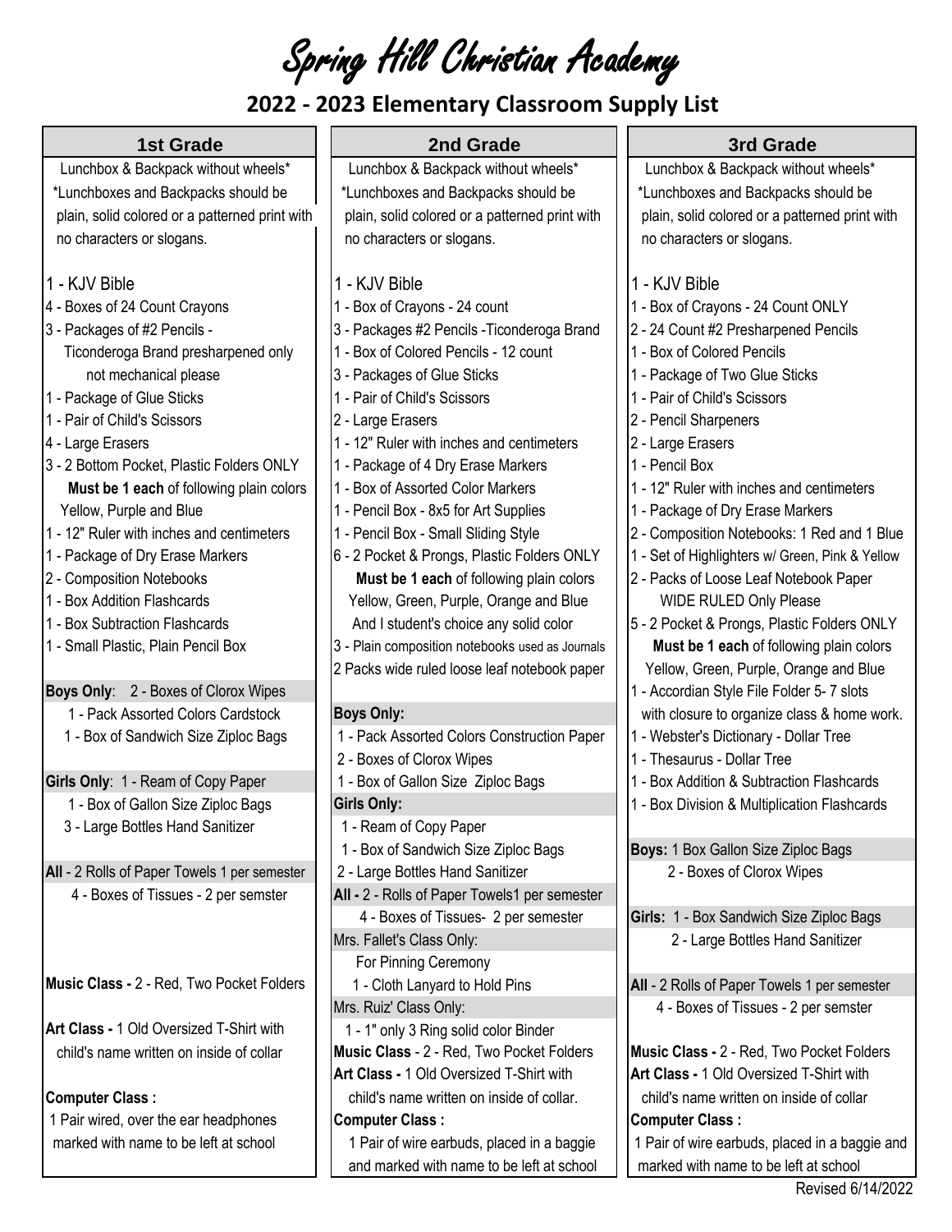# Spring Hill Christian Academy

## 2022 - 2023 Elementary Classroom Supply List

### 1st Grade

Lunchbox & Backpack without wheels*
*Lunchboxes and Backpacks should be plain, solid colored or a patterned print with no characters or slogans.

- 1 - KJV Bible
- 4 - Boxes of 24 Count Crayons
- 3 - Packages of #2 Pencils - Ticonderoga Brand presharpened only not mechanical please
- 1 - Package of Glue Sticks
- 1 - Pair of Child's Scissors
- 4 - Large Erasers
- 3 - 2 Bottom Pocket, Plastic Folders ONLY **Must be 1 each** of following plain colors Yellow, Purple and Blue
- 1 - 12" Ruler with inches and centimeters
- 1 - Package of Dry Erase Markers
- 2 - Composition Notebooks
- 1 - Box Addition Flashcards
- 1 - Box Subtraction Flashcards
- 1 - Small Plastic, Plain Pencil Box

**Boys Only**: 2 - Boxes of Clorox Wipes
1 - Pack Assorted Colors Cardstock
1 - Box of Sandwich Size Ziploc Bags

**Girls Only**: 1 - Ream of Copy Paper
1 - Box of Gallon Size Ziploc Bags
3 - Large Bottles Hand Sanitizer

**All** - 2 Rolls of Paper Towels 1 per semester
4 - Boxes of Tissues - 2 per semster

**Music Class -** 2 - Red, Two Pocket Folders

**Art Class -** 1 Old Oversized T-Shirt with child's name written on inside of collar

**Computer Class :**
1 Pair wired, over the ear headphones marked with name to be left at school

### 2nd Grade

Lunchbox & Backpack without wheels*
*Lunchboxes and Backpacks should be plain, solid colored or a patterned print with no characters or slogans.

- 1 - KJV Bible
- 1 - Box of Crayons - 24 count
- 3 - Packages #2 Pencils -Ticonderoga Brand
- 1 - Box of Colored Pencils - 12 count
- 3 - Packages of Glue Sticks
- 1 - Pair of Child's Scissors
- 2 - Large Erasers
- 1 - 12" Ruler with inches and centimeters
- 1 - Package of 4 Dry Erase Markers
- 1 - Box of Assorted Color Markers
- 1 - Pencil Box - 8x5 for Art Supplies
- 1 - Pencil Box - Small Sliding Style
- 6 - 2 Pocket & Prongs, Plastic Folders ONLY **Must be 1 each** of following plain colors Yellow, Green, Purple, Orange and Blue And I student's choice any solid color
- 3 - Plain composition notebooks used as Journals
- 2 Packs wide ruled loose leaf notebook paper

**Boys Only:**
1 - Pack Assorted Colors Construction Paper
2 - Boxes of Clorox Wipes
1 - Box of Gallon Size Ziploc Bags

**Girls Only:**
1 - Ream of Copy Paper
1 - Box of Sandwich Size Ziploc Bags
2 - Large Bottles Hand Sanitizer

**All -** 2 - Rolls of Paper Towels1 per semester
4 - Boxes of Tissues- 2 per semester

Mrs. Fallet's Class Only:
For Pinning Ceremony
1 - Cloth Lanyard to Hold Pins

Mrs. Ruiz' Class Only:
1 - 1" only 3 Ring solid color Binder

**Music Class** - 2 - Red, Two Pocket Folders

**Art Class -** 1 Old Oversized T-Shirt with child's name written on inside of collar.

**Computer Class :**
1 Pair of wire earbuds, placed in a baggie and marked with name to be left at school

### 3rd Grade

Lunchbox & Backpack without wheels*
*Lunchboxes and Backpacks should be plain, solid colored or a patterned print with no characters or slogans.

- 1 - KJV Bible
- 1 - Box of Crayons - 24 Count ONLY
- 2 - 24 Count #2 Presharpened Pencils
- 1 - Box of Colored Pencils
- 1 - Package of Two Glue Sticks
- 1 - Pair of Child's Scissors
- 2 - Pencil Sharpeners
- 2 - Large Erasers
- 1 - Pencil Box
- 1 - 12" Ruler with inches and centimeters
- 1 - Package of Dry Erase Markers
- 2 - Composition Notebooks: 1 Red and 1 Blue
- 1 - Set of Highlighters w/ Green, Pink & Yellow
- 2 - Packs of Loose Leaf Notebook Paper WIDE RULED Only Please
- 5 - 2 Pocket & Prongs, Plastic Folders ONLY **Must be 1 each** of following plain colors Yellow, Green, Purple, Orange and Blue
- 1 - Accordian Style File Folder 5- 7 slots with closure to organize class & home work.
- 1 - Webster's Dictionary - Dollar Tree
- 1 - Thesaurus - Dollar Tree
- 1 - Box Addition & Subtraction Flashcards
- 1 - Box Division & Multiplication Flashcards

**Boys:** 1 Box Gallon Size Ziploc Bags
2 - Boxes of Clorox Wipes

**Girls:** 1 - Box Sandwich Size Ziploc Bags
2 - Large Bottles Hand Sanitizer

**All** - 2 Rolls of Paper Towels 1 per semester
4 - Boxes of Tissues - 2 per semster

**Music Class -** 2 - Red, Two Pocket Folders

**Art Class -** 1 Old Oversized T-Shirt with child's name written on inside of collar

**Computer Class :**
1 Pair of wire earbuds, placed in a baggie and marked with name to be left at school

Revised 6/14/2022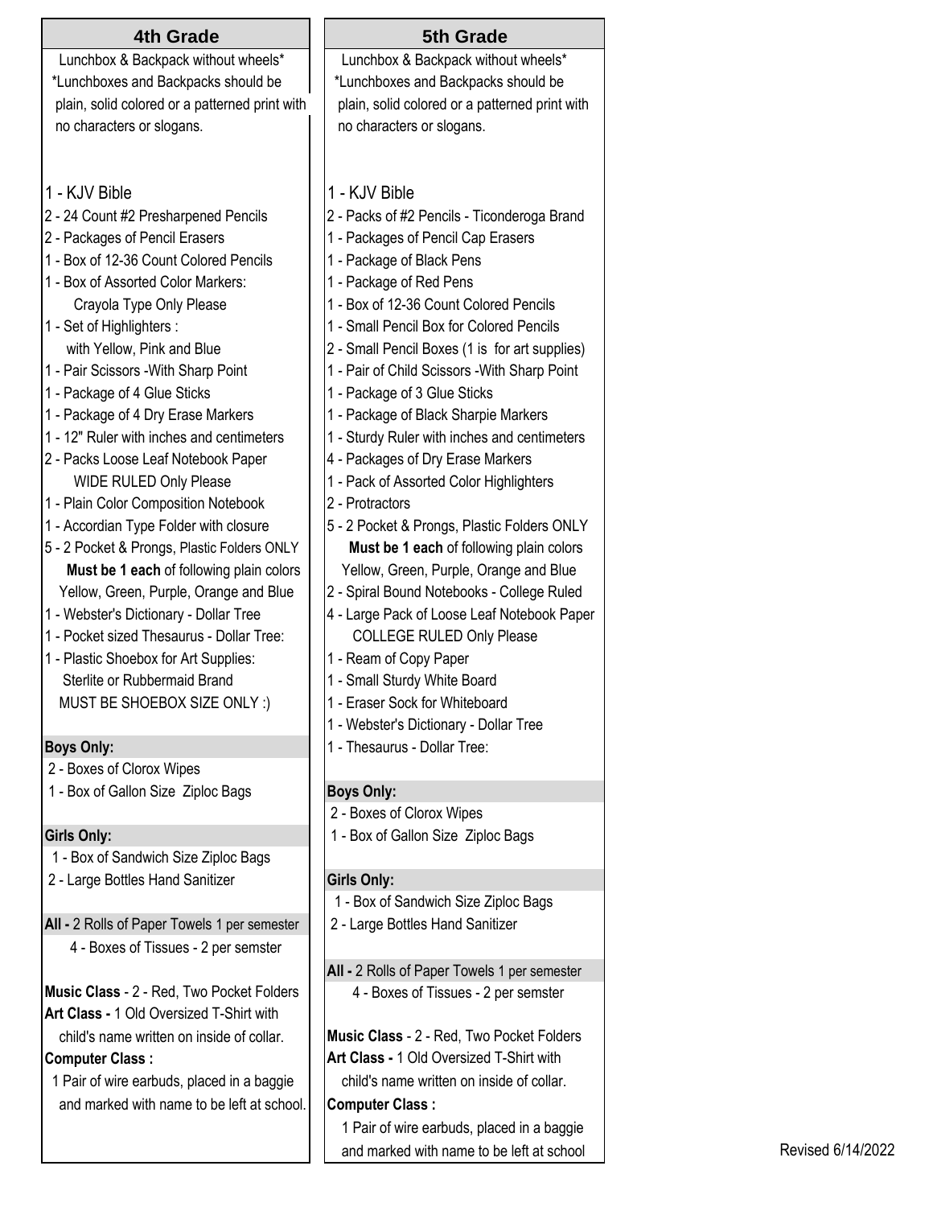## 4th Grade

Lunchbox & Backpack without wheels*
*Lunchboxes and Backpacks should be plain, solid colored or a patterned print with no characters or slogans.

- 1 - KJV Bible
- 2 - 24 Count #2 Presharpened Pencils
- 2 - Packages of Pencil Erasers
- 1 - Box of 12-36 Count Colored Pencils
- 1 - Box of Assorted Color Markers:
  Crayola Type Only Please
- 1 - Set of Highlighters :
  with Yellow, Pink and Blue
- 1 - Pair Scissors -With Sharp Point
- 1 - Package of 4 Glue Sticks
- 1 - Package of 4 Dry Erase Markers
- 1 - 12" Ruler with inches and centimeters
- 2 - Packs Loose Leaf Notebook Paper
  WIDE RULED Only Please
- 1 - Plain Color Composition Notebook
- 1 - Accordian Type Folder with closure
- 5 - 2 Pocket & Prongs, Plastic Folders ONLY
  **Must be 1 each** of following plain colors
  Yellow, Green, Purple, Orange and Blue
- 1 - Webster's Dictionary - Dollar Tree
- 1 - Pocket sized Thesaurus - Dollar Tree:
- 1 - Plastic Shoebox for Art Supplies:
  Sterlite or Rubbermaid Brand
  MUST BE SHOEBOX SIZE ONLY :)

**Boys Only:**
- 2 - Boxes of Clorox Wipes
- 1 - Box of Gallon Size Ziploc Bags

**Girls Only:**
- 1 - Box of Sandwich Size Ziploc Bags
- 2 - Large Bottles Hand Sanitizer

**All -** 2 Rolls of Paper Towels 1 per semester
4 - Boxes of Tissues - 2 per semster

**Music Class** - 2 - Red, Two Pocket Folders
**Art Class -** 1 Old Oversized T-Shirt with child's name written on inside of collar.
**Computer Class :**
1 Pair of wire earbuds, placed in a baggie and marked with name to be left at school.

## 5th Grade

Lunchbox & Backpack without wheels*
*Lunchboxes and Backpacks should be plain, solid colored or a patterned print with no characters or slogans.

- 1 - KJV Bible
- 2 - Packs of #2 Pencils - Ticonderoga Brand
- 1 - Packages of Pencil Cap Erasers
- 1 - Package of Black Pens
- 1 - Package of Red Pens
- 1 - Box of 12-36 Count Colored Pencils
- 1 - Small Pencil Box for Colored Pencils
- 2 - Small Pencil Boxes (1 is for art supplies)
- 1 - Pair of Child Scissors -With Sharp Point
- 1 - Package of 3 Glue Sticks
- 1 - Package of Black Sharpie Markers
- 1 - Sturdy Ruler with inches and centimeters
- 4 - Packages of Dry Erase Markers
- 1 - Pack of Assorted Color Highlighters
- 2 - Protractors
- 5 - 2 Pocket & Prongs, Plastic Folders ONLY
  **Must be 1 each** of following plain colors
  Yellow, Green, Purple, Orange and Blue
- 2 - Spiral Bound Notebooks - College Ruled
- 4 - Large Pack of Loose Leaf Notebook Paper
  COLLEGE RULED Only Please
- 1 - Ream of Copy Paper
- 1 - Small Sturdy White Board
- 1 - Eraser Sock for Whiteboard
- 1 - Webster's Dictionary - Dollar Tree
- 1 - Thesaurus - Dollar Tree:

**Boys Only:**
- 2 - Boxes of Clorox Wipes
- 1 - Box of Gallon Size Ziploc Bags

**Girls Only:**
- 1 - Box of Sandwich Size Ziploc Bags
- 2 - Large Bottles Hand Sanitizer

**All -** 2 Rolls of Paper Towels 1 per semester
4 - Boxes of Tissues - 2 per semster

**Music Class** - 2 - Red, Two Pocket Folders
**Art Class -** 1 Old Oversized T-Shirt with child's name written on inside of collar.
**Computer Class :**
1 Pair of wire earbuds, placed in a baggie and marked with name to be left at school

Revised 6/14/2022